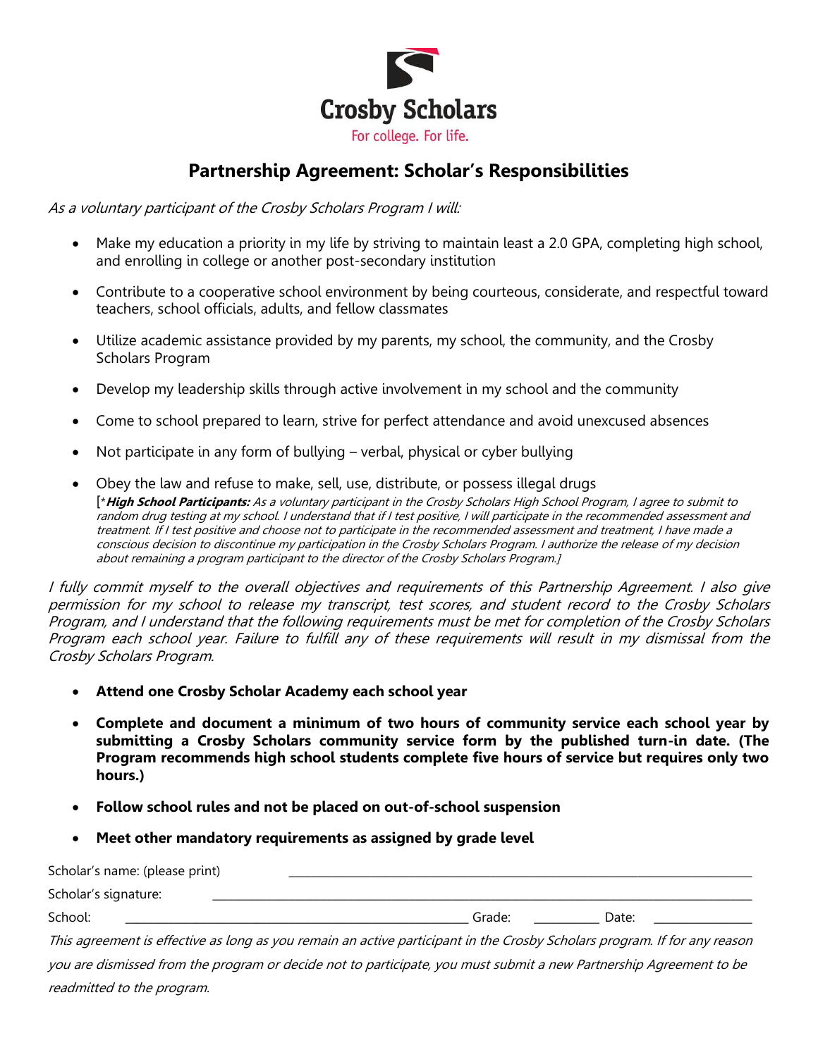Crosby Scholars

For college. For life.

## Partnership Agreement: Scholar's Responsibilities

*As a voluntary participant of the Crosby Scholars Program I will:*

- Make my education a priority in my life by striving to maintain least a 2.0 GPA, completing high school, and enrolling in college or another post-secondary institution
- Contribute to a cooperative school environment by being courteous, considerate, and respectful toward teachers, school officials, adults, and fellow classmates
- Utilize academic assistance provided by my parents, my school, the community, and the Crosby Scholars Program
- Develop my leadership skills through active involvement in my school and the community
- Come to school prepared to learn, strive for perfect attendance and avoid unexcused absences
- Not participate in any form of bullying – verbal, physical or cyber bullying
- Obey the law and refuse to make, sell, use, distribute, or possess illegal drugs
  [\****High School Participants:*** *As a voluntary participant in the Crosby Scholars High School Program, I agree to submit to random drug testing at my school. I understand that if I test positive, I will participate in the recommended assessment and treatment. If I test positive and choose not to participate in the recommended assessment and treatment, I have made a conscious decision to discontinue my participation in the Crosby Scholars Program. I authorize the release of my decision about remaining a program participant to the director of the Crosby Scholars Program.*]

*I fully commit myself to the overall objectives and requirements of this Partnership Agreement. I also give permission for my school to release my transcript, test scores, and student record to the Crosby Scholars Program, and I understand that the following requirements must be met for completion of the Crosby Scholars Program each school year. Failure to fulfill any of these requirements will result in my dismissal from the Crosby Scholars Program.*

- **Attend one Crosby Scholar Academy each school year**
- **Complete and document a minimum of two hours of community service each school year by submitting a Crosby Scholars community service form by the published turn-in date. (The Program recommends high school students complete five hours of service but requires only two hours.)**
- **Follow school rules and not be placed on out-of-school suspension**
- **Meet other mandatory requirements as assigned by grade level**

Scholar's name: (please print) ______________________________

Scholar's signature: ______________________________

School: ______________________________ Grade: __________ Date: ______________

*This agreement is effective as long as you remain an active participant in the Crosby Scholars program. If for any reason you are dismissed from the program or decide not to participate, you must submit a new Partnership Agreement to be readmitted to the program.*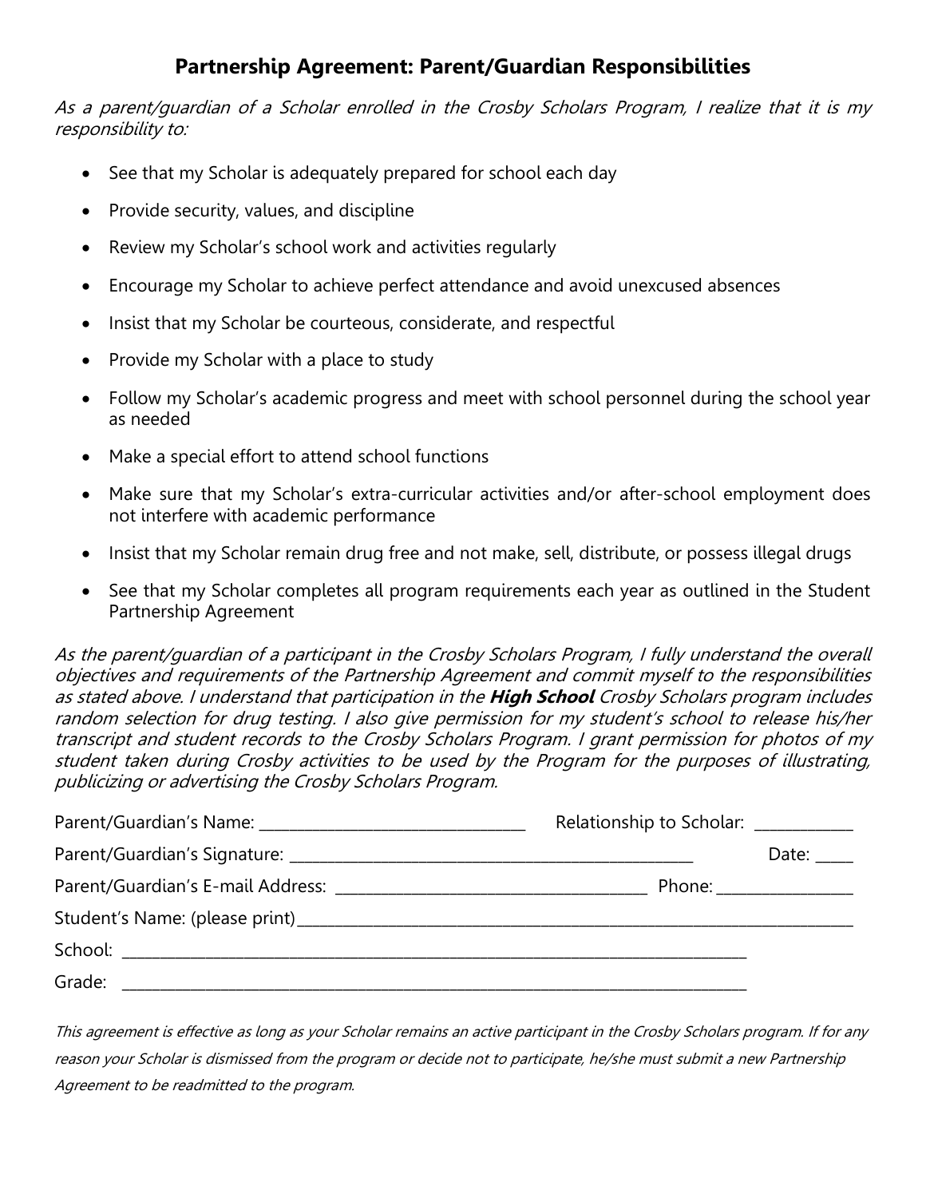## Partnership Agreement: Parent/Guardian Responsibilities

*As a parent/guardian of a Scholar enrolled in the Crosby Scholars Program, I realize that it is my responsibility to:*

- See that my Scholar is adequately prepared for school each day
- Provide security, values, and discipline
- Review my Scholar's school work and activities regularly
- Encourage my Scholar to achieve perfect attendance and avoid unexcused absences
- Insist that my Scholar be courteous, considerate, and respectful
- Provide my Scholar with a place to study
- Follow my Scholar's academic progress and meet with school personnel during the school year as needed
- Make a special effort to attend school functions
- Make sure that my Scholar's extra-curricular activities and/or after-school employment does not interfere with academic performance
- Insist that my Scholar remain drug free and not make, sell, distribute, or possess illegal drugs
- See that my Scholar completes all program requirements each year as outlined in the Student Partnership Agreement

*As the parent/guardian of a participant in the Crosby Scholars Program, I fully understand the overall objectives and requirements of the Partnership Agreement and commit myself to the responsibilities as stated above. I understand that participation in the* ***High School*** *Crosby Scholars program includes random selection for drug testing. I also give permission for my student's school to release his/her transcript and student records to the Crosby Scholars Program. I grant permission for photos of my student taken during Crosby activities to be used by the Program for the purposes of illustrating, publicizing or advertising the Crosby Scholars Program.*

Parent/Guardian's Name: ________________________________ Relationship to Scholar: ___________

Parent/Guardian's Signature: __________________________________________________ Date: _____

Parent/Guardian's E-mail Address: ______________________________________ Phone: ________________

Student's Name: (please print) ______________________________________________________________________

School: ______________________________________________________________________________

Grade: ______________________________________________________________________________

*This agreement is effective as long as your Scholar remains an active participant in the Crosby Scholars program. If for any reason your Scholar is dismissed from the program or decide not to participate, he/she must submit a new Partnership Agreement to be readmitted to the program.*